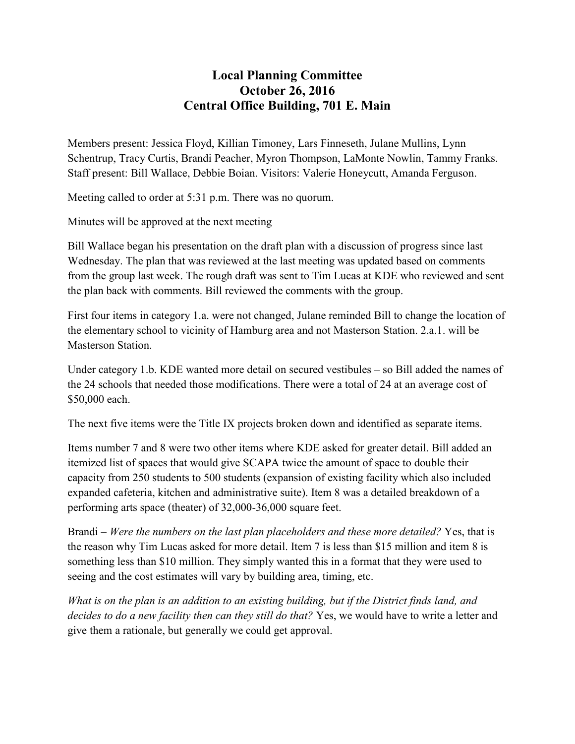# Local Planning Committee
## October 26, 2016
## Central Office Building, 701 E. Main

Members present: Jessica Floyd, Killian Timoney, Lars Finneseth, Julane Mullins, Lynn Schentrup, Tracy Curtis, Brandi Peacher, Myron Thompson, LaMonte Nowlin, Tammy Franks. Staff present: Bill Wallace, Debbie Boian. Visitors: Valerie Honeycutt, Amanda Ferguson.

Meeting called to order at 5:31 p.m. There was no quorum.

Minutes will be approved at the next meeting

Bill Wallace began his presentation on the draft plan with a discussion of progress since last Wednesday. The plan that was reviewed at the last meeting was updated based on comments from the group last week. The rough draft was sent to Tim Lucas at KDE who reviewed and sent the plan back with comments. Bill reviewed the comments with the group.

First four items in category 1.a. were not changed, Julane reminded Bill to change the location of the elementary school to vicinity of Hamburg area and not Masterson Station. 2.a.1. will be Masterson Station.

Under category 1.b. KDE wanted more detail on secured vestibules – so Bill added the names of the 24 schools that needed those modifications. There were a total of 24 at an average cost of $50,000 each.

The next five items were the Title IX projects broken down and identified as separate items.

Items number 7 and 8 were two other items where KDE asked for greater detail. Bill added an itemized list of spaces that would give SCAPA twice the amount of space to double their capacity from 250 students to 500 students (expansion of existing facility which also included expanded cafeteria, kitchen and administrative suite). Item 8 was a detailed breakdown of a performing arts space (theater) of 32,000-36,000 square feet.

Brandi – *Were the numbers on the last plan placeholders and these more detailed?* Yes, that is the reason why Tim Lucas asked for more detail. Item 7 is less than $15 million and item 8 is something less than $10 million. They simply wanted this in a format that they were used to seeing and the cost estimates will vary by building area, timing, etc.

*What is on the plan is an addition to an existing building, but if the District finds land, and decides to do a new facility then can they still do that?* Yes, we would have to write a letter and give them a rationale, but generally we could get approval.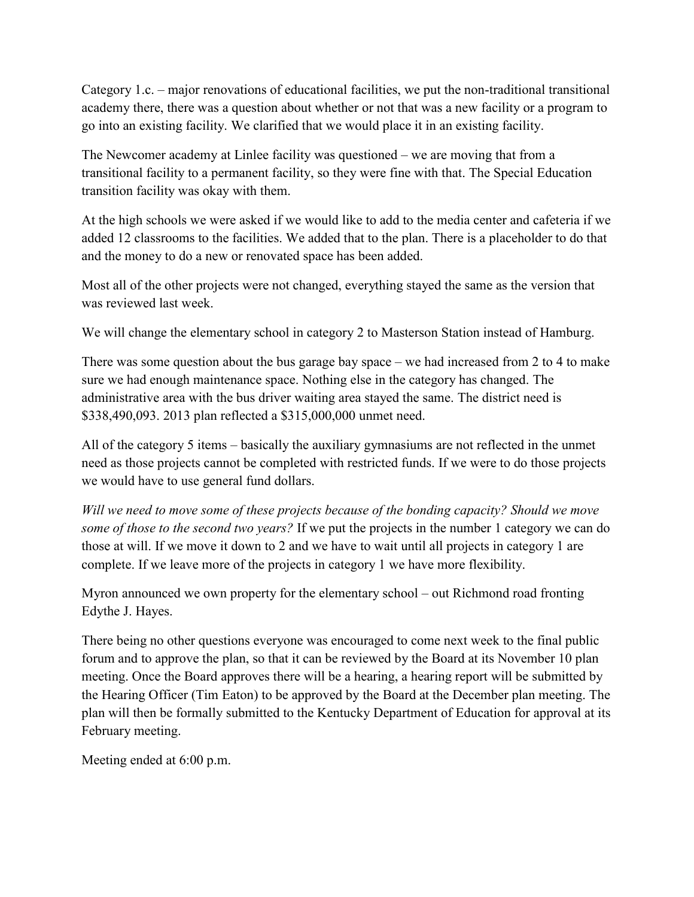Category 1.c. – major renovations of educational facilities, we put the non-traditional transitional academy there, there was a question about whether or not that was a new facility or a program to go into an existing facility. We clarified that we would place it in an existing facility.

The Newcomer academy at Linlee facility was questioned – we are moving that from a transitional facility to a permanent facility, so they were fine with that. The Special Education transition facility was okay with them.

At the high schools we were asked if we would like to add to the media center and cafeteria if we added 12 classrooms to the facilities. We added that to the plan. There is a placeholder to do that and the money to do a new or renovated space has been added.

Most all of the other projects were not changed, everything stayed the same as the version that was reviewed last week.

We will change the elementary school in category 2 to Masterson Station instead of Hamburg.

There was some question about the bus garage bay space – we had increased from 2 to 4 to make sure we had enough maintenance space. Nothing else in the category has changed. The administrative area with the bus driver waiting area stayed the same. The district need is \$338,490,093. 2013 plan reflected a \$315,000,000 unmet need.

All of the category 5 items – basically the auxiliary gymnasiums are not reflected in the unmet need as those projects cannot be completed with restricted funds. If we were to do those projects we would have to use general fund dollars.

*Will we need to move some of these projects because of the bonding capacity? Should we move some of those to the second two years?* If we put the projects in the number 1 category we can do those at will. If we move it down to 2 and we have to wait until all projects in category 1 are complete. If we leave more of the projects in category 1 we have more flexibility.

Myron announced we own property for the elementary school – out Richmond road fronting Edythe J. Hayes.

There being no other questions everyone was encouraged to come next week to the final public forum and to approve the plan, so that it can be reviewed by the Board at its November 10 plan meeting. Once the Board approves there will be a hearing, a hearing report will be submitted by the Hearing Officer (Tim Eaton) to be approved by the Board at the December plan meeting. The plan will then be formally submitted to the Kentucky Department of Education for approval at its February meeting.

Meeting ended at 6:00 p.m.